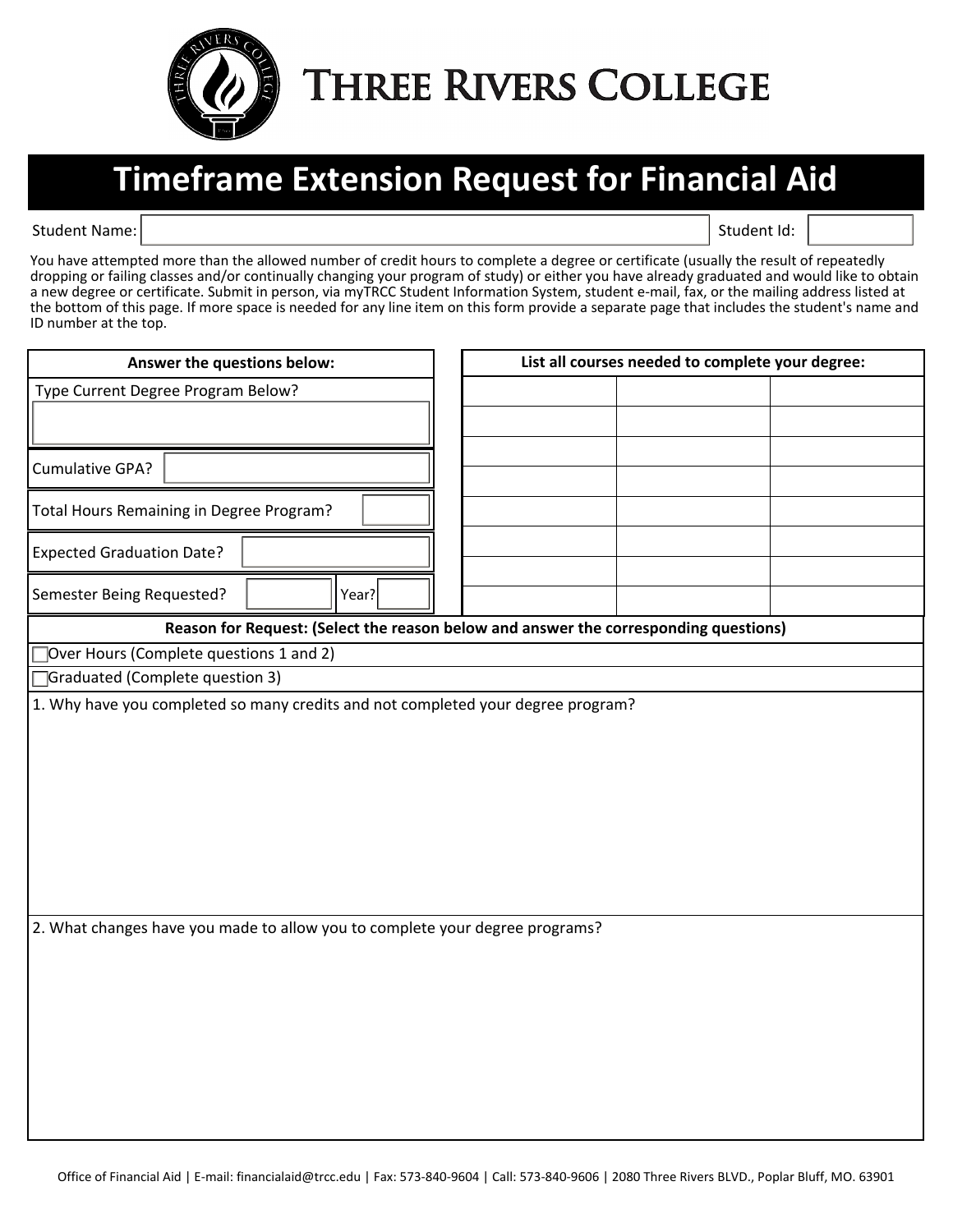# THREE RIVERS COLLEGE

## Timeframe Extension Request for Financial Aid

Student Name: _______________ Student Id: _______________

You have attempted more than the allowed number of credit hours to complete a degree or certificate (usually the result of repeatedly dropping or failing classes and/or continually changing your program of study) or either you have already graduated and would like to obtain a new degree or certificate. Submit in person, via myTRCC Student Information System, student e-mail, fax, or the mailing address listed at the bottom of this page. If more space is needed for any line item on this form provide a separate page that includes the student's name and ID number at the top.

| Answer the questions below: |
|---|
| Type Current Degree Program Below? |
| Cumulative GPA? |
| Total Hours Remaining in Degree Program? |
| Expected Graduation Date? |
| Semester Being Requested? Year? |

| List all courses needed to complete your degree: | | |
|---|---|---|
| | | |
| | | |
| | | |
| | | |
| | | |
| | | |
| | | |
| | | |

**Reason for Request: (Select the reason below and answer the corresponding questions)**

- ☐ Over Hours (Complete questions 1 and 2)
- ☐ Graduated (Complete question 3)

1. Why have you completed so many credits and not completed your degree program?

2. What changes have you made to allow you to complete your degree programs?

Office of Financial Aid | E-mail: financialaid@trcc.edu | Fax: 573-840-9604 | Call: 573-840-9606 | 2080 Three Rivers BLVD., Poplar Bluff, MO. 63901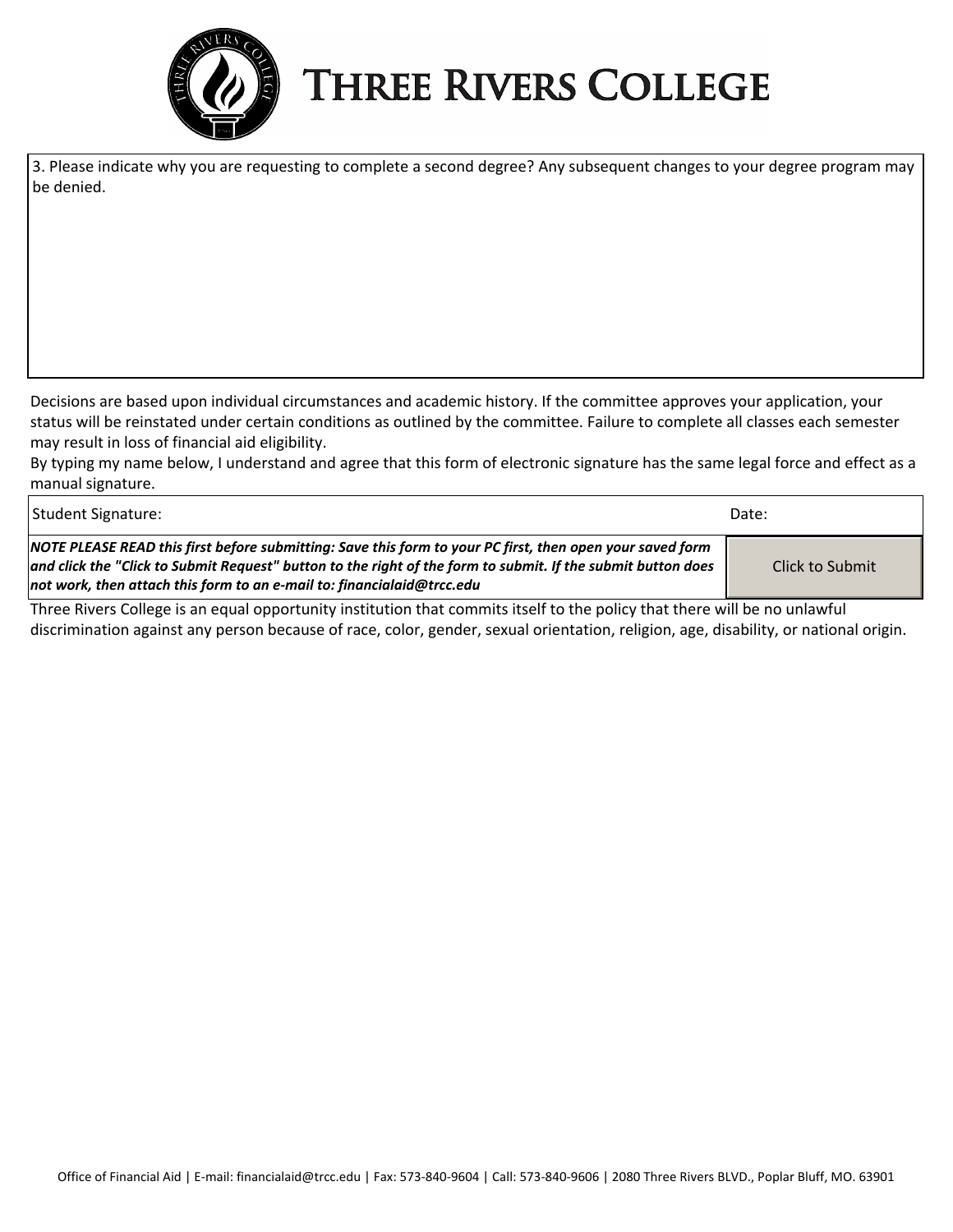# Three Rivers College

3. Please indicate why you are requesting to complete a second degree? Any subsequent changes to your degree program may be denied.

Decisions are based upon individual circumstances and academic history. If the committee approves your application, your status will be reinstated under certain conditions as outlined by the committee. Failure to complete all classes each semester may result in loss of financial aid eligibility.

By typing my name below, I understand and agree that this form of electronic signature has the same legal force and effect as a manual signature.

| | |
|---|---|
| Student Signature: | Date: |
| ***NOTE PLEASE READ this first before submitting: Save this form to your PC first, then open your saved form and click the "Click to Submit Request" button to the right of the form to submit. If the submit button does not work, then attach this form to an e-mail to: financialaid@trcc.edu*** | Click to Submit |

Three Rivers College is an equal opportunity institution that commits itself to the policy that there will be no unlawful discrimination against any person because of race, color, gender, sexual orientation, religion, age, disability, or national origin.

Office of Financial Aid | E-mail: financialaid@trcc.edu | Fax: 573-840-9604 | Call: 573-840-9606 | 2080 Three Rivers BLVD., Poplar Bluff, MO. 63901